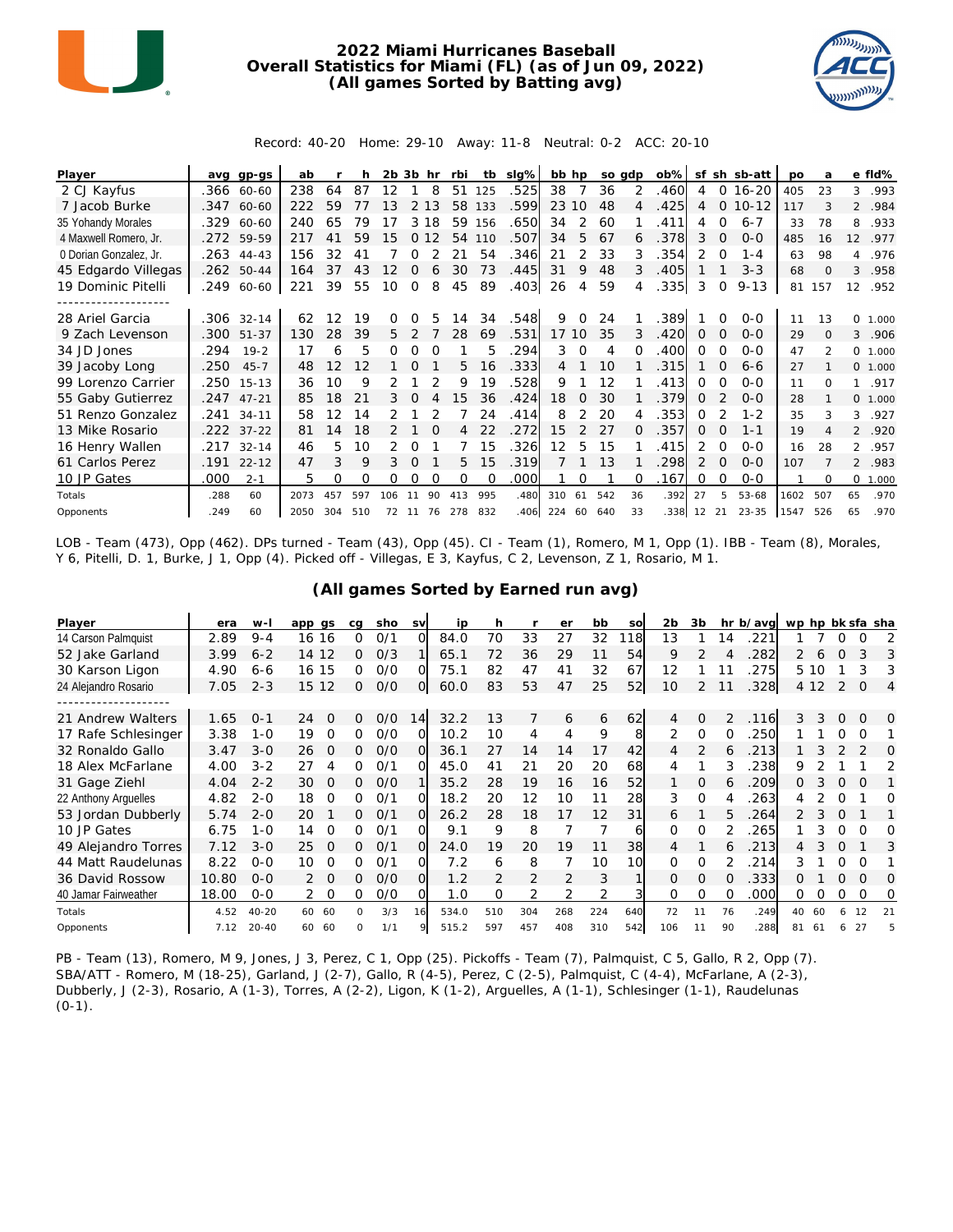# 2022 Miami Hurricanes Baseball
## Overall Statistics for Miami (FL) (as of Jun 09, 2022)
## (All games Sorted by Batting avg)

Record: 40-20 Home: 29-10 Away: 11-8 Neutral: 0-2 ACC: 20-10

| Player | avg | gp-gs | ab | r | h | 2b | 3b | hr | rbi | tb | slg% | bb | hp | so | gdp | ob% | sf | sh | sb-att | po | a | e | fld% |
|---|---|---|---|---|---|---|---|---|---|---|---|---|---|---|---|---|---|---|---|---|---|---|---|
| 2 CJ Kayfus | .366 | 60-60 | 238 | 64 | 87 | 12 | 1 | 8 | 51 | 125 | .525 | 38 | 7 | 36 | 2 | .460 | 4 | 0 | 16-20 | 405 | 23 | 3 | .993 |
| 7 Jacob Burke | .347 | 60-60 | 222 | 59 | 77 | 13 | 2 | 13 | 58 | 133 | .599 | 23 | 10 | 48 | 4 | .425 | 4 | 0 | 10-12 | 117 | 3 | 2 | .984 |
| 35 Yohandy Morales | .329 | 60-60 | 240 | 65 | 79 | 17 | 3 | 18 | 59 | 156 | .650 | 34 | 2 | 60 | 1 | .411 | 4 | 0 | 6-7 | 33 | 78 | 8 | .933 |
| 4 Maxwell Romero, Jr. | .272 | 59-59 | 217 | 41 | 59 | 15 | 0 | 12 | 54 | 110 | .507 | 34 | 5 | 67 | 6 | .378 | 3 | 0 | 0-0 | 485 | 16 | 12 | .977 |
| 0 Dorian Gonzalez, Jr. | .263 | 44-43 | 156 | 32 | 41 | 7 | 0 | 2 | 21 | 54 | .346 | 21 | 2 | 33 | 3 | .354 | 2 | 0 | 1-4 | 63 | 98 | 4 | .976 |
| 45 Edgardo Villegas | .262 | 50-44 | 164 | 37 | 43 | 12 | 0 | 6 | 30 | 73 | .445 | 31 | 9 | 48 | 3 | .405 | 1 | 1 | 3-3 | 68 | 0 | 3 | .958 |
| 19 Dominic Pitelli | .249 | 60-60 | 221 | 39 | 55 | 10 | 0 | 8 | 45 | 89 | .403 | 26 | 4 | 59 | 4 | .335 | 3 | 0 | 9-13 | 81 | 157 | 12 | .952 |
| 28 Ariel Garcia | .306 | 32-14 | 62 | 12 | 19 | 0 | 0 | 5 | 14 | 34 | .548 | 9 | 0 | 24 | 1 | .389 | 1 | 0 | 0-0 | 11 | 13 | 0 | 1.000 |
| 9 Zach Levenson | .300 | 51-37 | 130 | 28 | 39 | 5 | 2 | 7 | 28 | 69 | .531 | 17 | 10 | 35 | 3 | .420 | 0 | 0 | 0-0 | 29 | 0 | 3 | .906 |
| 34 JD Jones | .294 | 19-2 | 17 | 6 | 5 | 0 | 0 | 0 | 1 | 5 | .294 | 3 | 0 | 4 | 0 | .400 | 0 | 0 | 0-0 | 47 | 2 | 0 | 1.000 |
| 39 Jacoby Long | .250 | 45-7 | 48 | 12 | 12 | 1 | 0 | 1 | 5 | 16 | .333 | 4 | 1 | 10 | 1 | .315 | 1 | 0 | 6-6 | 27 | 1 | 0 | 1.000 |
| 99 Lorenzo Carrier | .250 | 15-13 | 36 | 10 | 9 | 2 | 1 | 2 | 9 | 19 | .528 | 9 | 1 | 12 | 1 | .413 | 0 | 0 | 0-0 | 11 | 0 | 1 | .917 |
| 55 Gaby Gutierrez | .247 | 47-21 | 85 | 18 | 21 | 3 | 0 | 4 | 15 | 36 | .424 | 18 | 0 | 30 | 1 | .379 | 0 | 2 | 0-0 | 28 | 1 | 0 | 1.000 |
| 51 Renzo Gonzalez | .241 | 34-11 | 58 | 12 | 14 | 2 | 1 | 2 | 7 | 24 | .414 | 8 | 2 | 20 | 4 | .353 | 0 | 2 | 1-2 | 35 | 3 | 3 | .927 |
| 13 Mike Rosario | .222 | 37-22 | 81 | 14 | 18 | 2 | 1 | 0 | 4 | 22 | .272 | 15 | 2 | 27 | 0 | .357 | 0 | 0 | 1-1 | 19 | 4 | 2 | .920 |
| 16 Henry Wallen | .217 | 32-14 | 46 | 5 | 10 | 2 | 0 | 1 | 7 | 15 | .326 | 12 | 5 | 15 | 1 | .415 | 2 | 0 | 0-0 | 16 | 28 | 2 | .957 |
| 61 Carlos Perez | .191 | 22-12 | 47 | 3 | 9 | 3 | 0 | 1 | 5 | 15 | .319 | 7 | 1 | 13 | 1 | .298 | 2 | 0 | 0-0 | 107 | 7 | 2 | .983 |
| 10 JP Gates | .000 | 2-1 | 5 | 0 | 0 | 0 | 0 | 0 | 0 | 0 | .000 | 1 | 0 | 1 | 0 | .167 | 0 | 0 | 0-0 | 1 | 0 | 0 | 1.000 |
| Totals | .288 | 60 | 2073 | 457 | 597 | 106 | 11 | 90 | 413 | 995 | .480 | 310 | 61 | 542 | 36 | .392 | 27 | 5 | 53-68 | 1602 | 507 | 65 | .970 |
| Opponents | .249 | 60 | 2050 | 304 | 510 | 72 | 11 | 76 | 278 | 832 | .406 | 224 | 60 | 640 | 33 | .338 | 12 | 21 | 23-35 | 1547 | 526 | 65 | .970 |

LOB - Team (473), Opp (462). DPs turned - Team (43), Opp (45). CI - Team (1), Romero, M 1, Opp (1). IBB - Team (8), Morales, Y 6, Pitelli, D. 1, Burke, J 1, Opp (4). Picked off - Villegas, E 3, Kayfus, C 2, Levenson, Z 1, Rosario, M 1.

## (All games Sorted by Earned run avg)

| Player | era | w-l | app | gs | cg | sho | sv | ip | h | r | er | bb | so | 2b | 3b | hr | b/avg | wp | hp | bk | sfa | sha |
|---|---|---|---|---|---|---|---|---|---|---|---|---|---|---|---|---|---|---|---|---|---|---|
| 14 Carson Palmquist | 2.89 | 9-4 | 16 | 16 | 0 | 0/1 | 0 | 84.0 | 70 | 33 | 27 | 32 | 118 | 13 | 1 | 14 | .221 | 1 | 7 | 0 | 0 | 2 |
| 52 Jake Garland | 3.99 | 6-2 | 14 | 12 | 0 | 0/3 | 1 | 65.1 | 72 | 36 | 29 | 11 | 54 | 9 | 2 | 4 | .282 | 2 | 6 | 0 | 3 | 3 |
| 30 Karson Ligon | 4.90 | 6-6 | 16 | 15 | 0 | 0/0 | 0 | 75.1 | 82 | 47 | 41 | 32 | 67 | 12 | 1 | 11 | .275 | 5 | 10 | 1 | 3 | 3 |
| 24 Alejandro Rosario | 7.05 | 2-3 | 15 | 12 | 0 | 0/0 | 0 | 60.0 | 83 | 53 | 47 | 25 | 52 | 10 | 2 | 11 | .328 | 4 | 12 | 2 | 0 | 4 |
| 21 Andrew Walters | 1.65 | 0-1 | 24 | 0 | 0 | 0/0 | 14 | 32.2 | 13 | 7 | 6 | 6 | 62 | 4 | 0 | 2 | .116 | 3 | 3 | 0 | 0 | 0 |
| 17 Rafe Schlesinger | 3.38 | 1-0 | 19 | 0 | 0 | 0/0 | 0 | 10.2 | 10 | 4 | 4 | 9 | 8 | 2 | 0 | 0 | .250 | 1 | 1 | 0 | 0 | 1 |
| 32 Ronaldo Gallo | 3.47 | 3-0 | 26 | 0 | 0 | 0/0 | 0 | 36.1 | 27 | 14 | 14 | 17 | 42 | 4 | 2 | 6 | .213 | 1 | 3 | 2 | 2 | 0 |
| 18 Alex McFarlane | 4.00 | 3-2 | 27 | 4 | 0 | 0/1 | 0 | 45.0 | 41 | 21 | 20 | 20 | 68 | 4 | 1 | 3 | .238 | 9 | 2 | 1 | 1 | 2 |
| 31 Gage Ziehl | 4.04 | 2-2 | 30 | 0 | 0 | 0/0 | 1 | 35.2 | 28 | 19 | 16 | 16 | 52 | 1 | 0 | 6 | .209 | 0 | 3 | 0 | 0 | 1 |
| 22 Anthony Arguelles | 4.82 | 2-0 | 18 | 0 | 0 | 0/1 | 0 | 18.2 | 20 | 12 | 10 | 11 | 28 | 3 | 0 | 4 | .263 | 4 | 2 | 0 | 1 | 0 |
| 53 Jordan Dubberly | 5.74 | 2-0 | 20 | 1 | 0 | 0/1 | 0 | 26.2 | 28 | 18 | 17 | 12 | 31 | 6 | 1 | 5 | .264 | 2 | 3 | 0 | 1 | 1 |
| 10 JP Gates | 6.75 | 1-0 | 14 | 0 | 0 | 0/1 | 0 | 9.1 | 9 | 8 | 7 | 7 | 6 | 0 | 0 | 2 | .265 | 1 | 3 | 0 | 0 | 0 |
| 49 Alejandro Torres | 7.12 | 3-0 | 25 | 0 | 0 | 0/1 | 0 | 24.0 | 19 | 20 | 19 | 11 | 38 | 4 | 1 | 6 | .213 | 4 | 3 | 0 | 1 | 3 |
| 44 Matt Raudelunas | 8.22 | 0-0 | 10 | 0 | 0 | 0/1 | 0 | 7.2 | 6 | 8 | 7 | 10 | 10 | 0 | 0 | 2 | .214 | 3 | 1 | 0 | 0 | 1 |
| 36 David Rossow | 10.80 | 0-0 | 2 | 0 | 0 | 0/0 | 0 | 1.2 | 2 | 2 | 2 | 3 | 1 | 0 | 0 | 0 | .333 | 0 | 1 | 0 | 0 | 0 |
| 40 Jamar Fairweather | 18.00 | 0-0 | 2 | 0 | 0 | 0/0 | 0 | 1.0 | 0 | 2 | 2 | 2 | 3 | 0 | 0 | 0 | .000 | 0 | 0 | 0 | 0 | 0 |
| Totals | 4.52 | 40-20 | 60 | 60 | 0 | 3/3 | 16 | 534.0 | 510 | 304 | 268 | 224 | 640 | 72 | 11 | 76 | .249 | 40 | 60 | 6 | 12 | 21 |
| Opponents | 7.12 | 20-40 | 60 | 60 | 0 | 1/1 | 9 | 515.2 | 597 | 457 | 408 | 310 | 542 | 106 | 11 | 90 | .288 | 81 | 61 | 6 | 27 | 5 |

PB - Team (13), Romero, M 9, Jones, J 3, Perez, C 1, Opp (25). Pickoffs - Team (7), Palmquist, C 5, Gallo, R 2, Opp (7). SBA/ATT - Romero, M (18-25), Garland, J (2-7), Gallo, R (4-5), Perez, C (2-5), Palmquist, C (4-4), McFarlane, A (2-3), Dubberly, J (2-3), Rosario, A (1-3), Torres, A (2-2), Ligon, K (1-2), Arguelles, A (1-1), Schlesinger (1-1), Raudelunas (0-1).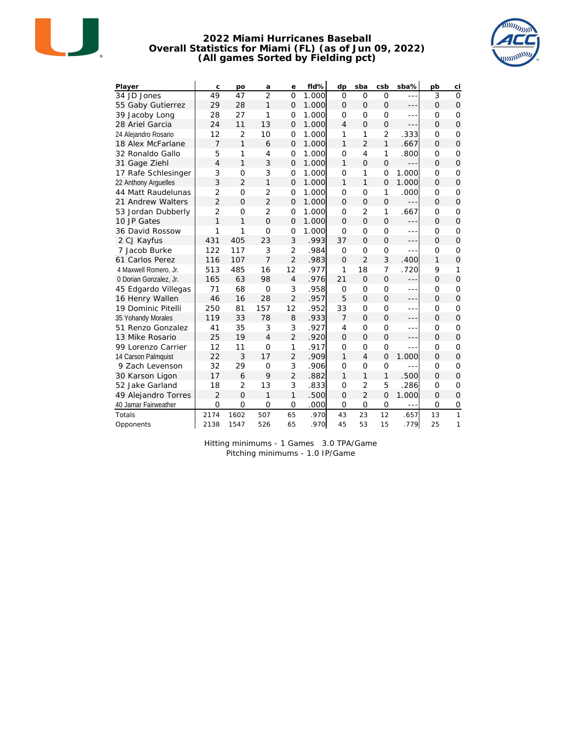# 2022 Miami Hurricanes Baseball
## Overall Statistics for Miami (FL) (as of Jun 09, 2022)
### (All games Sorted by Fielding pct)

| Player | c | po | a | e | fld% | dp | sba | csb | sba% | pb | ci |
|---|---|---|---|---|---|---|---|---|---|---|---|
| 34 JD Jones | 49 | 47 | 2 | 0 | 1.000 | 0 | 0 | 0 | --- | 3 | 0 |
| 55 Gaby Gutierrez | 29 | 28 | 1 | 0 | 1.000 | 0 | 0 | 0 | --- | 0 | 0 |
| 39 Jacoby Long | 28 | 27 | 1 | 0 | 1.000 | 0 | 0 | 0 | --- | 0 | 0 |
| 28 Ariel Garcia | 24 | 11 | 13 | 0 | 1.000 | 4 | 0 | 0 | --- | 0 | 0 |
| 24 Alejandro Rosario | 12 | 2 | 10 | 0 | 1.000 | 1 | 1 | 2 | .333 | 0 | 0 |
| 18 Alex McFarlane | 7 | 1 | 6 | 0 | 1.000 | 1 | 2 | 1 | .667 | 0 | 0 |
| 32 Ronaldo Gallo | 5 | 1 | 4 | 0 | 1.000 | 0 | 4 | 1 | .800 | 0 | 0 |
| 31 Gage Ziehl | 4 | 1 | 3 | 0 | 1.000 | 1 | 0 | 0 | --- | 0 | 0 |
| 17 Rafe Schlesinger | 3 | 0 | 3 | 0 | 1.000 | 0 | 1 | 0 | 1.000 | 0 | 0 |
| 22 Anthony Arguelles | 3 | 2 | 1 | 0 | 1.000 | 1 | 1 | 0 | 1.000 | 0 | 0 |
| 44 Matt Raudelunas | 2 | 0 | 2 | 0 | 1.000 | 0 | 0 | 1 | .000 | 0 | 0 |
| 21 Andrew Walters | 2 | 0 | 2 | 0 | 1.000 | 0 | 0 | 0 | --- | 0 | 0 |
| 53 Jordan Dubberly | 2 | 0 | 2 | 0 | 1.000 | 0 | 2 | 1 | .667 | 0 | 0 |
| 10 JP Gates | 1 | 1 | 0 | 0 | 1.000 | 0 | 0 | 0 | --- | 0 | 0 |
| 36 David Rossow | 1 | 1 | 0 | 0 | 1.000 | 0 | 0 | 0 | --- | 0 | 0 |
| 2 CJ Kayfus | 431 | 405 | 23 | 3 | .993 | 37 | 0 | 0 | --- | 0 | 0 |
| 7 Jacob Burke | 122 | 117 | 3 | 2 | .984 | 0 | 0 | 0 | --- | 0 | 0 |
| 61 Carlos Perez | 116 | 107 | 7 | 2 | .983 | 0 | 2 | 3 | .400 | 1 | 0 |
| 4 Maxwell Romero, Jr. | 513 | 485 | 16 | 12 | .977 | 1 | 18 | 7 | .720 | 9 | 1 |
| 0 Dorian Gonzalez, Jr. | 165 | 63 | 98 | 4 | .976 | 21 | 0 | 0 | --- | 0 | 0 |
| 45 Edgardo Villegas | 71 | 68 | 0 | 3 | .958 | 0 | 0 | 0 | --- | 0 | 0 |
| 16 Henry Wallen | 46 | 16 | 28 | 2 | .957 | 5 | 0 | 0 | --- | 0 | 0 |
| 19 Dominic Pitelli | 250 | 81 | 157 | 12 | .952 | 33 | 0 | 0 | --- | 0 | 0 |
| 35 Yohandy Morales | 119 | 33 | 78 | 8 | .933 | 7 | 0 | 0 | --- | 0 | 0 |
| 51 Renzo Gonzalez | 41 | 35 | 3 | 3 | .927 | 4 | 0 | 0 | --- | 0 | 0 |
| 13 Mike Rosario | 25 | 19 | 4 | 2 | .920 | 0 | 0 | 0 | --- | 0 | 0 |
| 99 Lorenzo Carrier | 12 | 11 | 0 | 1 | .917 | 0 | 0 | 0 | --- | 0 | 0 |
| 14 Carson Palmquist | 22 | 3 | 17 | 2 | .909 | 1 | 4 | 0 | 1.000 | 0 | 0 |
| 9 Zach Levenson | 32 | 29 | 0 | 3 | .906 | 0 | 0 | 0 | --- | 0 | 0 |
| 30 Karson Ligon | 17 | 6 | 9 | 2 | .882 | 1 | 1 | 1 | .500 | 0 | 0 |
| 52 Jake Garland | 18 | 2 | 13 | 3 | .833 | 0 | 2 | 5 | .286 | 0 | 0 |
| 49 Alejandro Torres | 2 | 0 | 1 | 1 | .500 | 0 | 2 | 0 | 1.000 | 0 | 0 |
| 40 Jamar Fairweather | 0 | 0 | 0 | 0 | .000 | 0 | 0 | 0 | --- | 0 | 0 |
| Totals | 2174 | 1602 | 507 | 65 | .970 | 43 | 23 | 12 | .657 | 13 | 1 |
| Opponents | 2138 | 1547 | 526 | 65 | .970 | 45 | 53 | 15 | .779 | 25 | 1 |

Hitting minimums - 1 Games 3.0 TPA/Game
Pitching minimums - 1.0 IP/Game